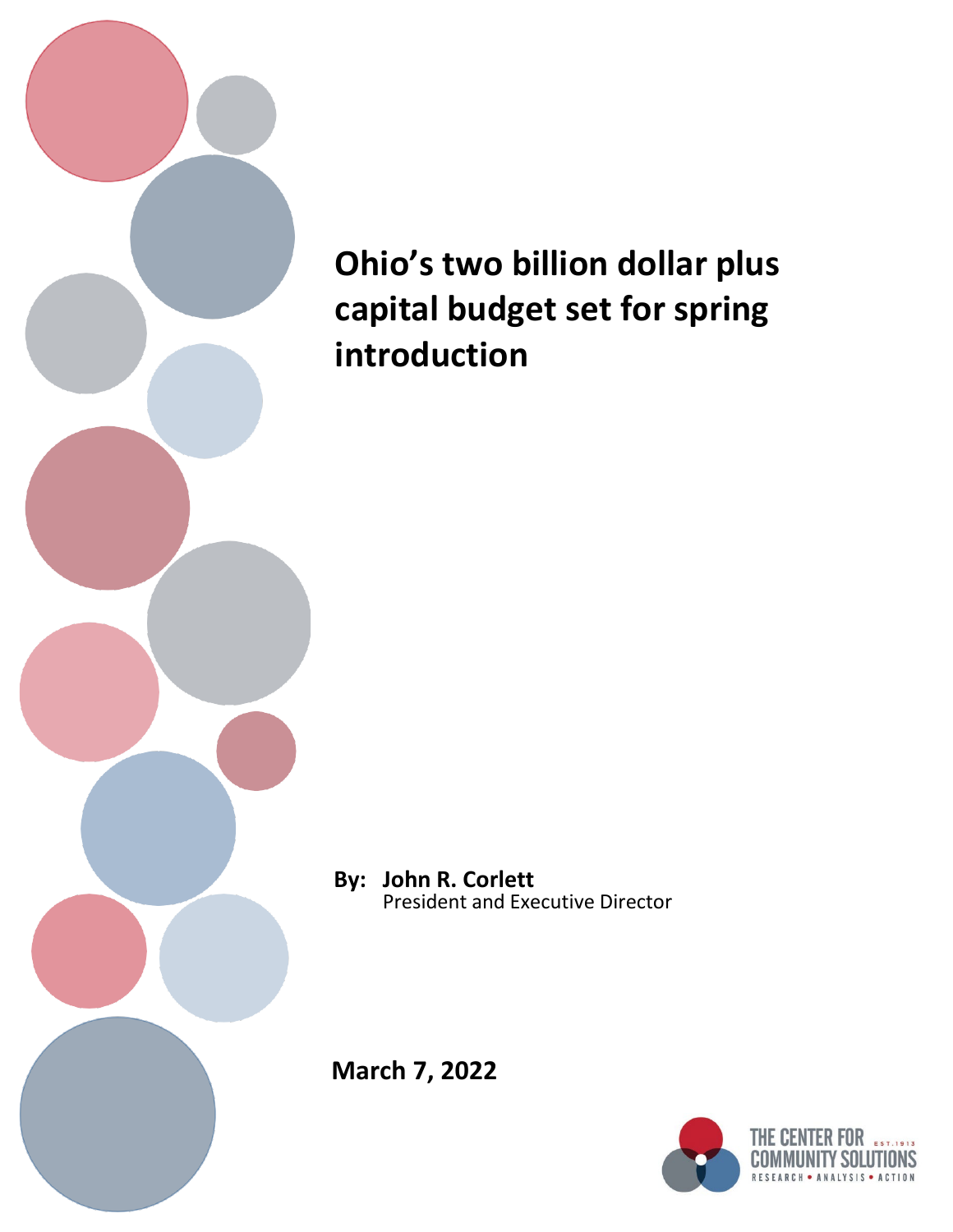# Ohio's two billion dollar plus capital budget set for spring introduction

**By: John R. Corlett**
President and Executive Director

**March 7, 2022**

THE CENTER FOR COMMUNITY SOLUTIONS
EST. 1913
RESEARCH • ANALYSIS • ACTION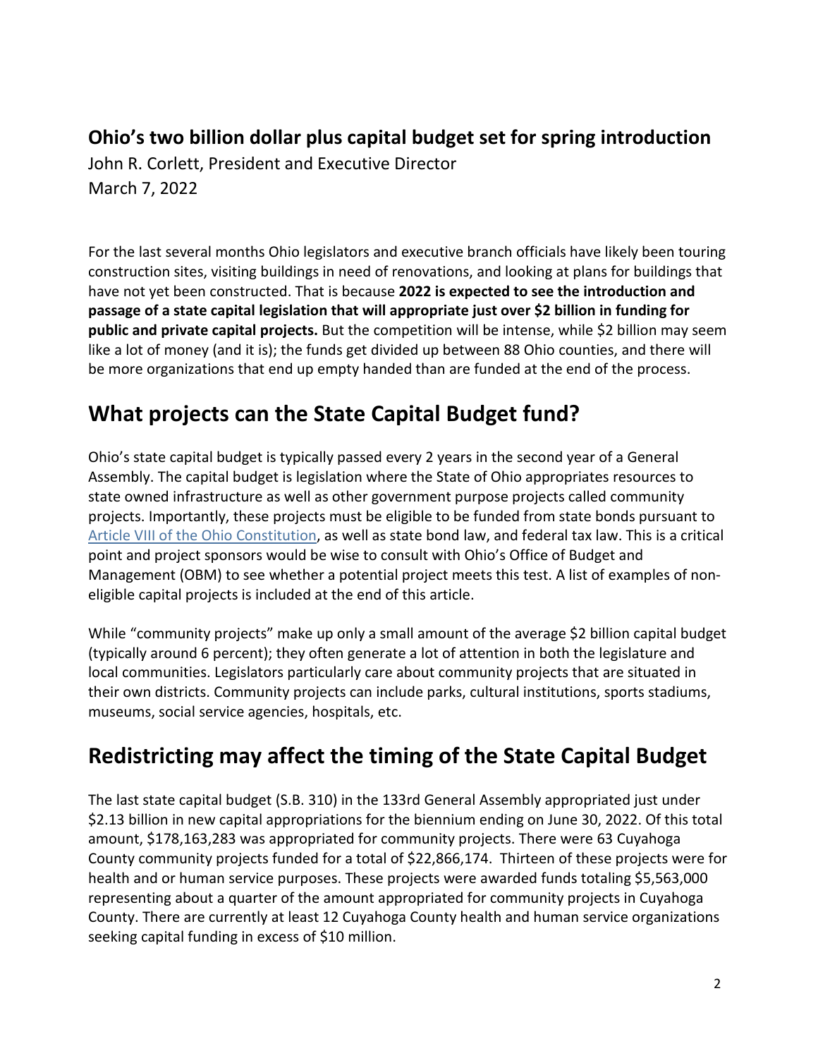## Ohio's two billion dollar plus capital budget set for spring introduction

John R. Corlett, President and Executive Director
March 7, 2022

For the last several months Ohio legislators and executive branch officials have likely been touring construction sites, visiting buildings in need of renovations, and looking at plans for buildings that have not yet been constructed. That is because **2022 is expected to see the introduction and passage of a state capital legislation that will appropriate just over $2 billion in funding for public and private capital projects.** But the competition will be intense, while $2 billion may seem like a lot of money (and it is); the funds get divided up between 88 Ohio counties, and there will be more organizations that end up empty handed than are funded at the end of the process.

# What projects can the State Capital Budget fund?

Ohio's state capital budget is typically passed every 2 years in the second year of a General Assembly. The capital budget is legislation where the State of Ohio appropriates resources to state owned infrastructure as well as other government purpose projects called community projects. Importantly, these projects must be eligible to be funded from state bonds pursuant to [Article VIII of the Ohio Constitution](), as well as state bond law, and federal tax law. This is a critical point and project sponsors would be wise to consult with Ohio's Office of Budget and Management (OBM) to see whether a potential project meets this test. A list of examples of non-eligible capital projects is included at the end of this article.

While "community projects" make up only a small amount of the average $2 billion capital budget (typically around 6 percent); they often generate a lot of attention in both the legislature and local communities. Legislators particularly care about community projects that are situated in their own districts. Community projects can include parks, cultural institutions, sports stadiums, museums, social service agencies, hospitals, etc.

# Redistricting may affect the timing of the State Capital Budget

The last state capital budget (S.B. 310) in the 133rd General Assembly appropriated just under $2.13 billion in new capital appropriations for the biennium ending on June 30, 2022. Of this total amount, $178,163,283 was appropriated for community projects. There were 63 Cuyahoga County community projects funded for a total of $22,866,174. Thirteen of these projects were for health and or human service purposes. These projects were awarded funds totaling $5,563,000 representing about a quarter of the amount appropriated for community projects in Cuyahoga County. There are currently at least 12 Cuyahoga County health and human service organizations seeking capital funding in excess of $10 million.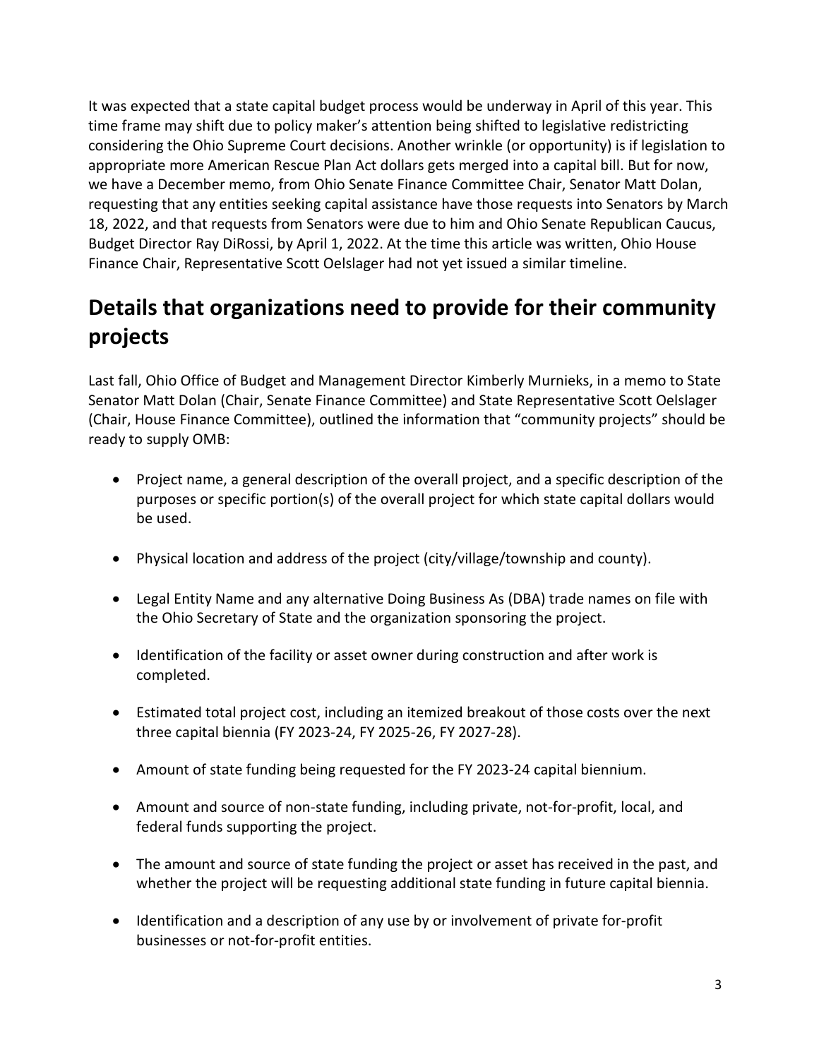It was expected that a state capital budget process would be underway in April of this year. This time frame may shift due to policy maker's attention being shifted to legislative redistricting considering the Ohio Supreme Court decisions. Another wrinkle (or opportunity) is if legislation to appropriate more American Rescue Plan Act dollars gets merged into a capital bill. But for now, we have a December memo, from Ohio Senate Finance Committee Chair, Senator Matt Dolan, requesting that any entities seeking capital assistance have those requests into Senators by March 18, 2022, and that requests from Senators were due to him and Ohio Senate Republican Caucus, Budget Director Ray DiRossi, by April 1, 2022. At the time this article was written, Ohio House Finance Chair, Representative Scott Oelslager had not yet issued a similar timeline.

## Details that organizations need to provide for their community projects

Last fall, Ohio Office of Budget and Management Director Kimberly Murnieks, in a memo to State Senator Matt Dolan (Chair, Senate Finance Committee) and State Representative Scott Oelslager (Chair, House Finance Committee), outlined the information that "community projects" should be ready to supply OMB:

- Project name, a general description of the overall project, and a specific description of the purposes or specific portion(s) of the overall project for which state capital dollars would be used.
- Physical location and address of the project (city/village/township and county).
- Legal Entity Name and any alternative Doing Business As (DBA) trade names on file with the Ohio Secretary of State and the organization sponsoring the project.
- Identification of the facility or asset owner during construction and after work is completed.
- Estimated total project cost, including an itemized breakout of those costs over the next three capital biennia (FY 2023-24, FY 2025-26, FY 2027-28).
- Amount of state funding being requested for the FY 2023-24 capital biennium.
- Amount and source of non-state funding, including private, not-for-profit, local, and federal funds supporting the project.
- The amount and source of state funding the project or asset has received in the past, and whether the project will be requesting additional state funding in future capital biennia.
- Identification and a description of any use by or involvement of private for-profit businesses or not-for-profit entities.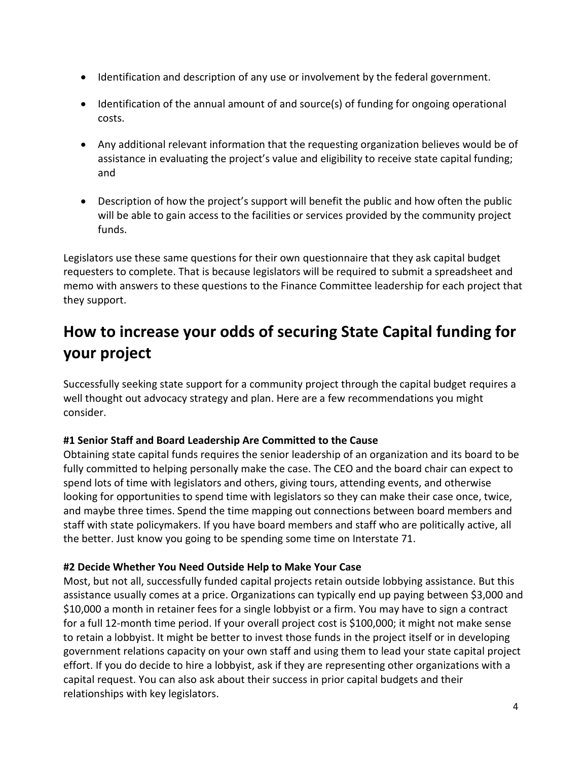- Identification and description of any use or involvement by the federal government.
- Identification of the annual amount of and source(s) of funding for ongoing operational costs.
- Any additional relevant information that the requesting organization believes would be of assistance in evaluating the project's value and eligibility to receive state capital funding; and
- Description of how the project's support will benefit the public and how often the public will be able to gain access to the facilities or services provided by the community project funds.

Legislators use these same questions for their own questionnaire that they ask capital budget requesters to complete. That is because legislators will be required to submit a spreadsheet and memo with answers to these questions to the Finance Committee leadership for each project that they support.

## How to increase your odds of securing State Capital funding for your project

Successfully seeking state support for a community project through the capital budget requires a well thought out advocacy strategy and plan. Here are a few recommendations you might consider.

**#1 Senior Staff and Board Leadership Are Committed to the Cause**

Obtaining state capital funds requires the senior leadership of an organization and its board to be fully committed to helping personally make the case. The CEO and the board chair can expect to spend lots of time with legislators and others, giving tours, attending events, and otherwise looking for opportunities to spend time with legislators so they can make their case once, twice, and maybe three times. Spend the time mapping out connections between board members and staff with state policymakers. If you have board members and staff who are politically active, all the better. Just know you going to be spending some time on Interstate 71.

**#2 Decide Whether You Need Outside Help to Make Your Case**

Most, but not all, successfully funded capital projects retain outside lobbying assistance. But this assistance usually comes at a price. Organizations can typically end up paying between $3,000 and $10,000 a month in retainer fees for a single lobbyist or a firm. You may have to sign a contract for a full 12-month time period. If your overall project cost is $100,000; it might not make sense to retain a lobbyist. It might be better to invest those funds in the project itself or in developing government relations capacity on your own staff and using them to lead your state capital project effort. If you do decide to hire a lobbyist, ask if they are representing other organizations with a capital request. You can also ask about their success in prior capital budgets and their relationships with key legislators.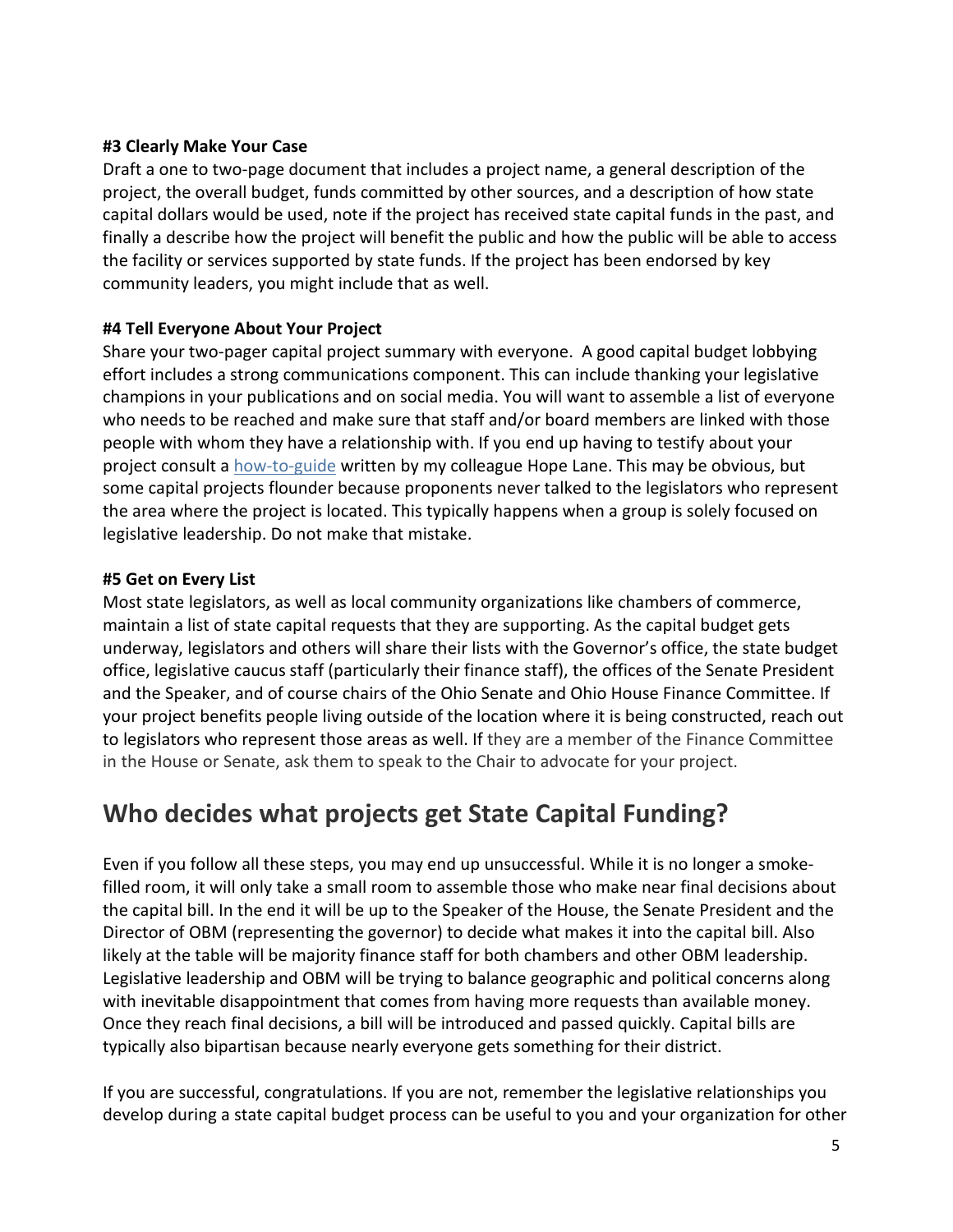**#3 Clearly Make Your Case**

Draft a one to two-page document that includes a project name, a general description of the project, the overall budget, funds committed by other sources, and a description of how state capital dollars would be used, note if the project has received state capital funds in the past, and finally a describe how the project will benefit the public and how the public will be able to access the facility or services supported by state funds. If the project has been endorsed by key community leaders, you might include that as well.

**#4 Tell Everyone About Your Project**

Share your two-pager capital project summary with everyone. A good capital budget lobbying effort includes a strong communications component. This can include thanking your legislative champions in your publications and on social media. You will want to assemble a list of everyone who needs to be reached and make sure that staff and/or board members are linked with those people with whom they have a relationship with. If you end up having to testify about your project consult a how-to-guide written by my colleague Hope Lane. This may be obvious, but some capital projects flounder because proponents never talked to the legislators who represent the area where the project is located. This typically happens when a group is solely focused on legislative leadership. Do not make that mistake.

**#5 Get on Every List**

Most state legislators, as well as local community organizations like chambers of commerce, maintain a list of state capital requests that they are supporting. As the capital budget gets underway, legislators and others will share their lists with the Governor's office, the state budget office, legislative caucus staff (particularly their finance staff), the offices of the Senate President and the Speaker, and of course chairs of the Ohio Senate and Ohio House Finance Committee. If your project benefits people living outside of the location where it is being constructed, reach out to legislators who represent those areas as well. If they are a member of the Finance Committee in the House or Senate, ask them to speak to the Chair to advocate for your project.

## Who decides what projects get State Capital Funding?

Even if you follow all these steps, you may end up unsuccessful. While it is no longer a smoke-filled room, it will only take a small room to assemble those who make near final decisions about the capital bill. In the end it will be up to the Speaker of the House, the Senate President and the Director of OBM (representing the governor) to decide what makes it into the capital bill. Also likely at the table will be majority finance staff for both chambers and other OBM leadership. Legislative leadership and OBM will be trying to balance geographic and political concerns along with inevitable disappointment that comes from having more requests than available money. Once they reach final decisions, a bill will be introduced and passed quickly. Capital bills are typically also bipartisan because nearly everyone gets something for their district.

If you are successful, congratulations. If you are not, remember the legislative relationships you develop during a state capital budget process can be useful to you and your organization for other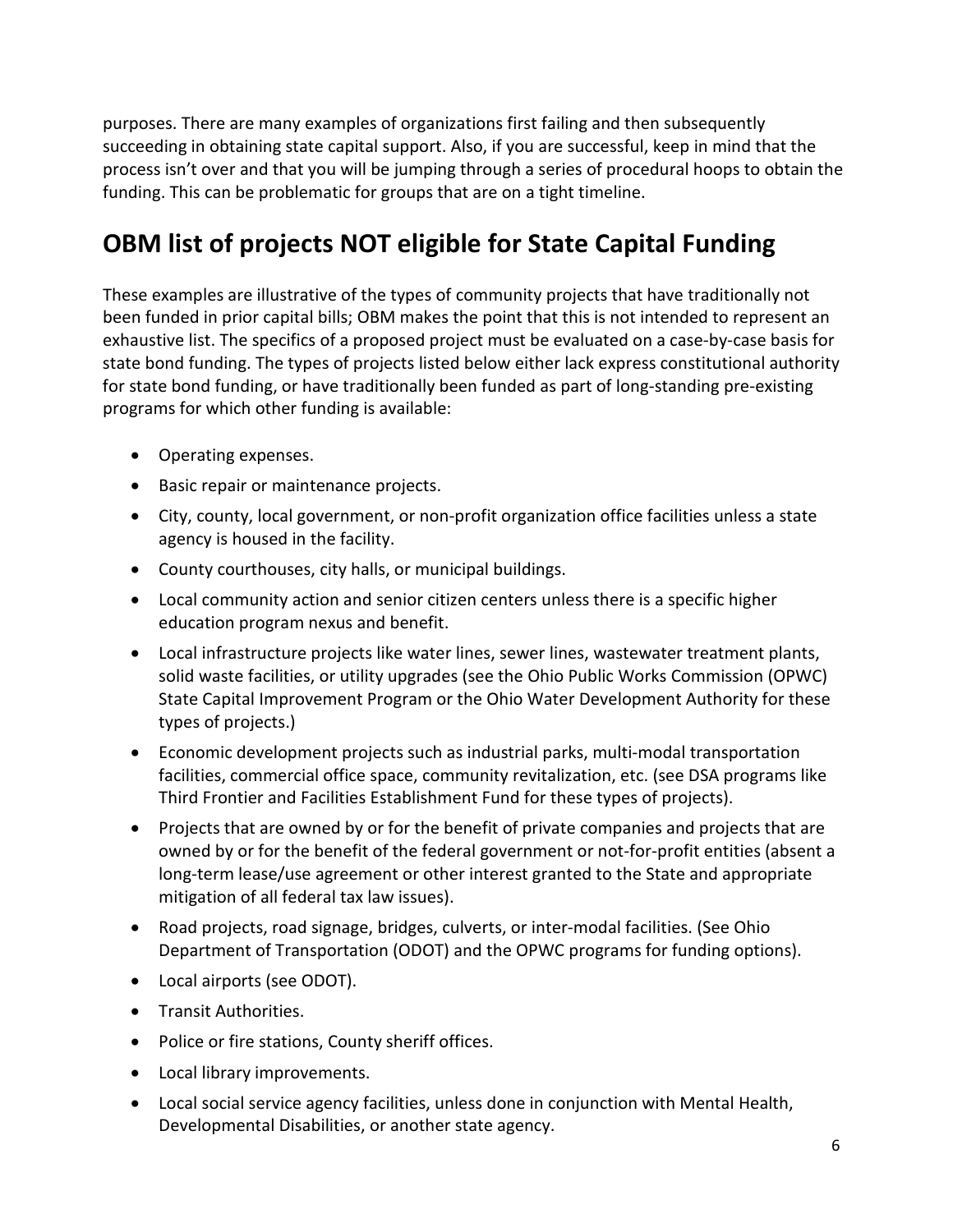purposes. There are many examples of organizations first failing and then subsequently succeeding in obtaining state capital support. Also, if you are successful, keep in mind that the process isn't over and that you will be jumping through a series of procedural hoops to obtain the funding. This can be problematic for groups that are on a tight timeline.

## OBM list of projects NOT eligible for State Capital Funding

These examples are illustrative of the types of community projects that have traditionally not been funded in prior capital bills; OBM makes the point that this is not intended to represent an exhaustive list. The specifics of a proposed project must be evaluated on a case-by-case basis for state bond funding. The types of projects listed below either lack express constitutional authority for state bond funding, or have traditionally been funded as part of long-standing pre-existing programs for which other funding is available:

- Operating expenses.
- Basic repair or maintenance projects.
- City, county, local government, or non-profit organization office facilities unless a state agency is housed in the facility.
- County courthouses, city halls, or municipal buildings.
- Local community action and senior citizen centers unless there is a specific higher education program nexus and benefit.
- Local infrastructure projects like water lines, sewer lines, wastewater treatment plants, solid waste facilities, or utility upgrades (see the Ohio Public Works Commission (OPWC) State Capital Improvement Program or the Ohio Water Development Authority for these types of projects.)
- Economic development projects such as industrial parks, multi-modal transportation facilities, commercial office space, community revitalization, etc. (see DSA programs like Third Frontier and Facilities Establishment Fund for these types of projects).
- Projects that are owned by or for the benefit of private companies and projects that are owned by or for the benefit of the federal government or not-for-profit entities (absent a long-term lease/use agreement or other interest granted to the State and appropriate mitigation of all federal tax law issues).
- Road projects, road signage, bridges, culverts, or inter-modal facilities. (See Ohio Department of Transportation (ODOT) and the OPWC programs for funding options).
- Local airports (see ODOT).
- Transit Authorities.
- Police or fire stations, County sheriff offices.
- Local library improvements.
- Local social service agency facilities, unless done in conjunction with Mental Health, Developmental Disabilities, or another state agency.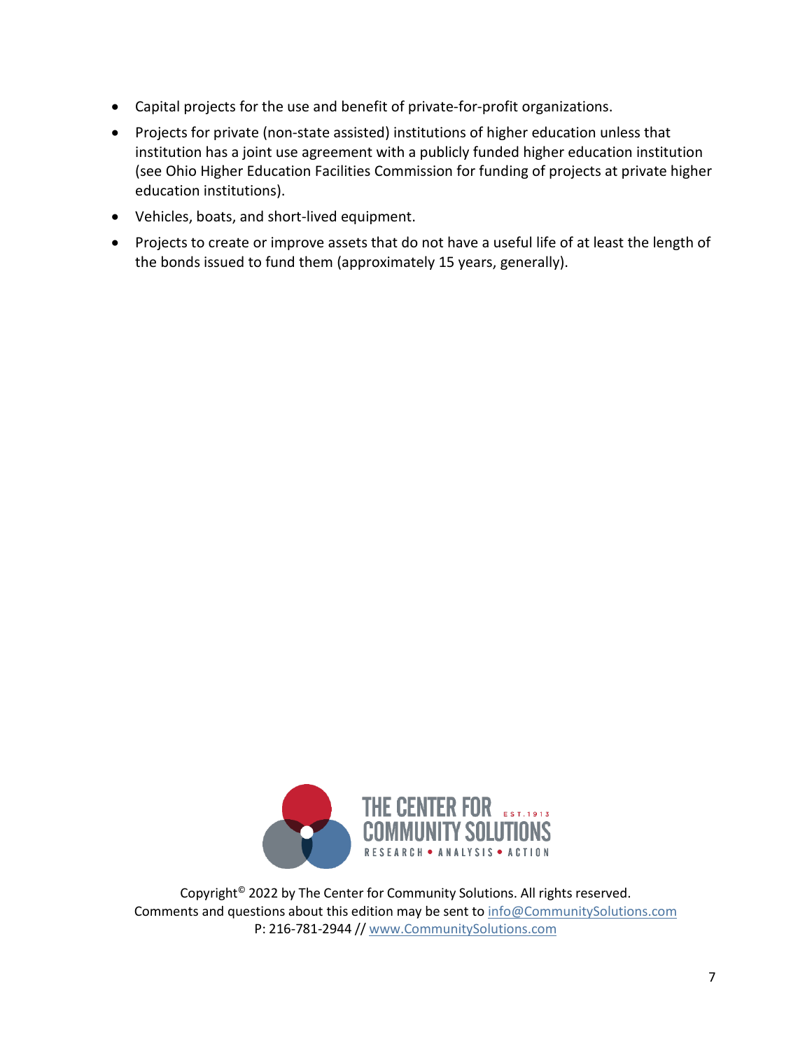- Capital projects for the use and benefit of private-for-profit organizations.
- Projects for private (non-state assisted) institutions of higher education unless that institution has a joint use agreement with a publicly funded higher education institution (see Ohio Higher Education Facilities Commission for funding of projects at private higher education institutions).
- Vehicles, boats, and short-lived equipment.
- Projects to create or improve assets that do not have a useful life of at least the length of the bonds issued to fund them (approximately 15 years, generally).

THE CENTER FOR COMMUNITY SOLUTIONS EST.1913
RESEARCH • ANALYSIS • ACTION

Copyright© 2022 by The Center for Community Solutions. All rights reserved.
Comments and questions about this edition may be sent to info@CommunitySolutions.com
P: 216-781-2944 // www.CommunitySolutions.com